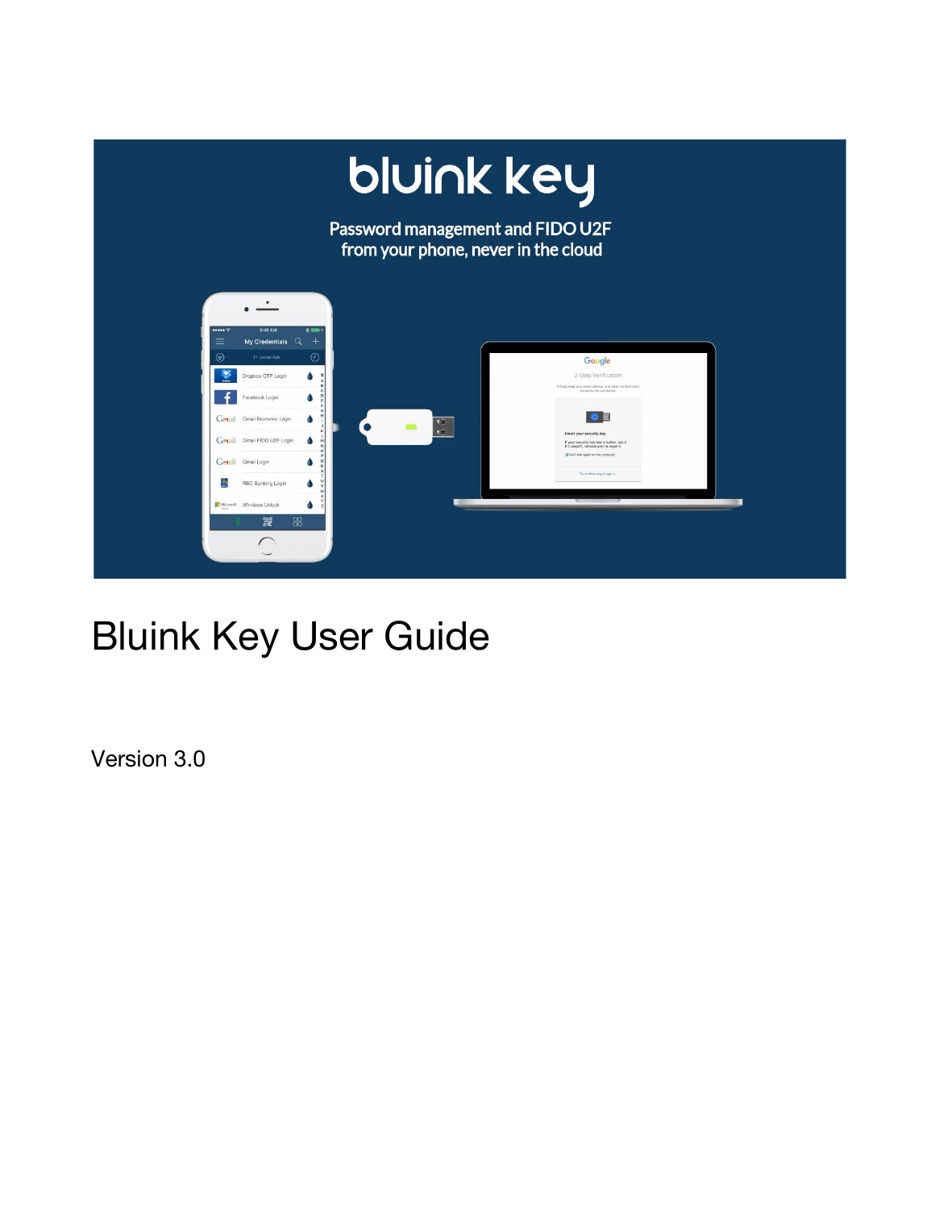# Bluink Key User Guide

Version 3.0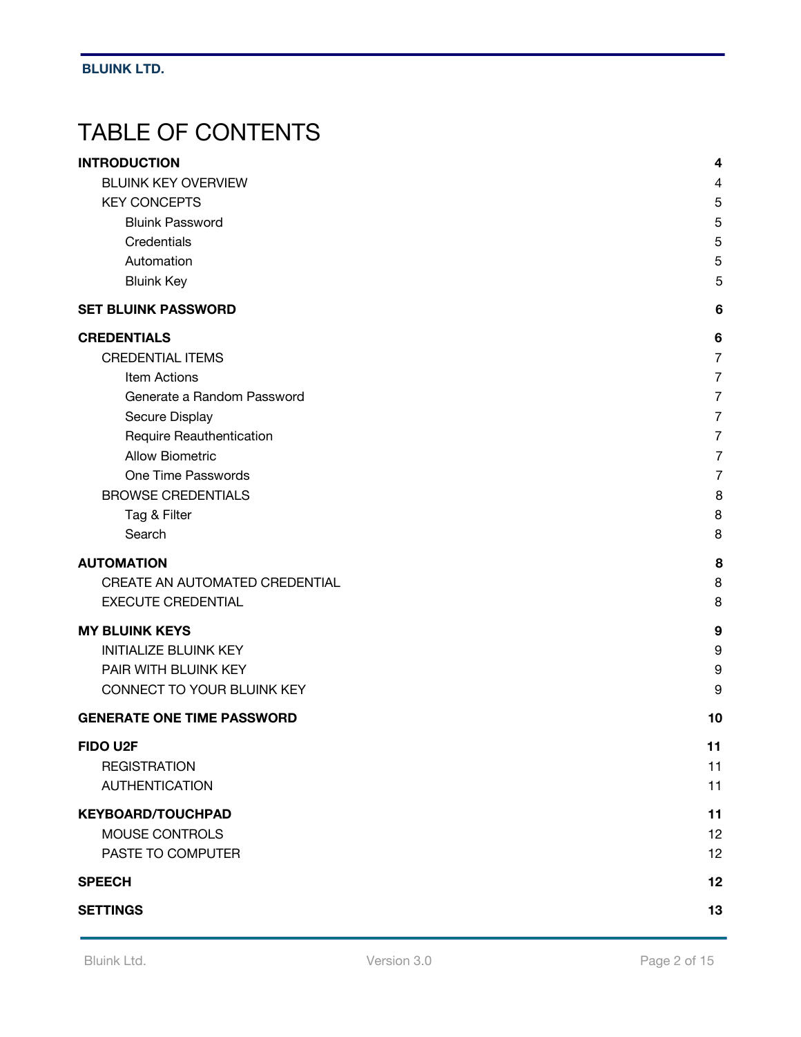# TABLE OF CONTENTS

| | |
|---|---|
| **INTRODUCTION** | **4** |
| BLUINK KEY OVERVIEW | 4 |
| KEY CONCEPTS | 5 |
| Bluink Password | 5 |
| Credentials | 5 |
| Automation | 5 |
| Bluink Key | 5 |
| **SET BLUINK PASSWORD** | **6** |
| **CREDENTIALS** | **6** |
| CREDENTIAL ITEMS | 7 |
| Item Actions | 7 |
| Generate a Random Password | 7 |
| Secure Display | 7 |
| Require Reauthentication | 7 |
| Allow Biometric | 7 |
| One Time Passwords | 7 |
| BROWSE CREDENTIALS | 8 |
| Tag & Filter | 8 |
| Search | 8 |
| **AUTOMATION** | **8** |
| CREATE AN AUTOMATED CREDENTIAL | 8 |
| EXECUTE CREDENTIAL | 8 |
| **MY BLUINK KEYS** | **9** |
| INITIALIZE BLUINK KEY | 9 |
| PAIR WITH BLUINK KEY | 9 |
| CONNECT TO YOUR BLUINK KEY | 9 |
| **GENERATE ONE TIME PASSWORD** | **10** |
| **FIDO U2F** | **11** |
| REGISTRATION | 11 |
| AUTHENTICATION | 11 |
| **KEYBOARD/TOUCHPAD** | **11** |
| MOUSE CONTROLS | 12 |
| PASTE TO COMPUTER | 12 |
| **SPEECH** | **12** |
| **SETTINGS** | **13** |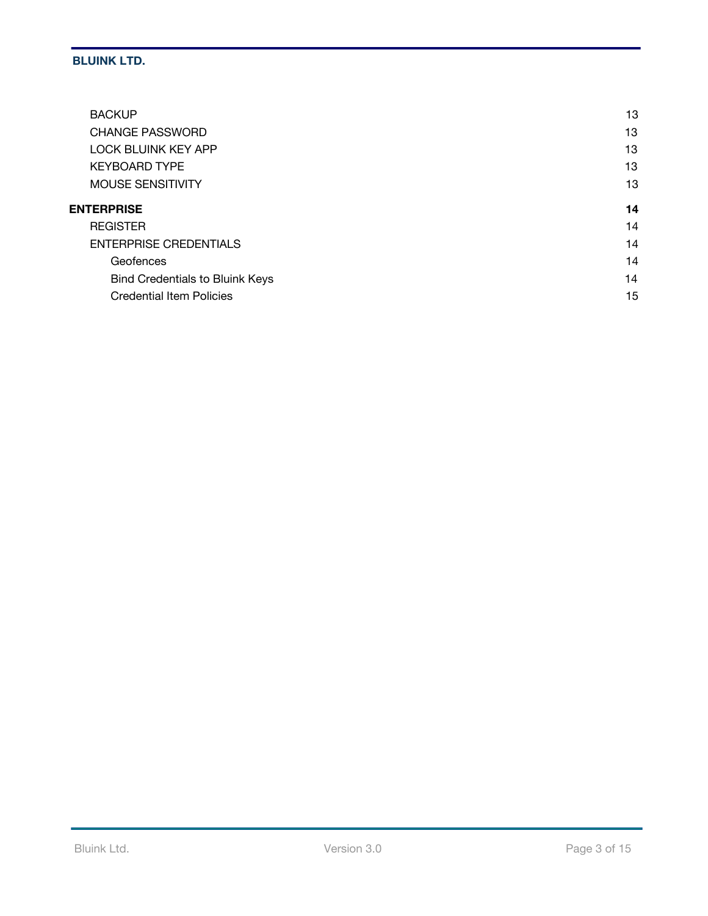| | |
|---|---|
| BACKUP | 13 |
| CHANGE PASSWORD | 13 |
| LOCK BLUINK KEY APP | 13 |
| KEYBOARD TYPE | 13 |
| MOUSE SENSITIVITY | 13 |
| **ENTERPRISE** | **14** |
| REGISTER | 14 |
| ENTERPRISE CREDENTIALS | 14 |
| Geofences | 14 |
| Bind Credentials to Bluink Keys | 14 |
| Credential Item Policies | 15 |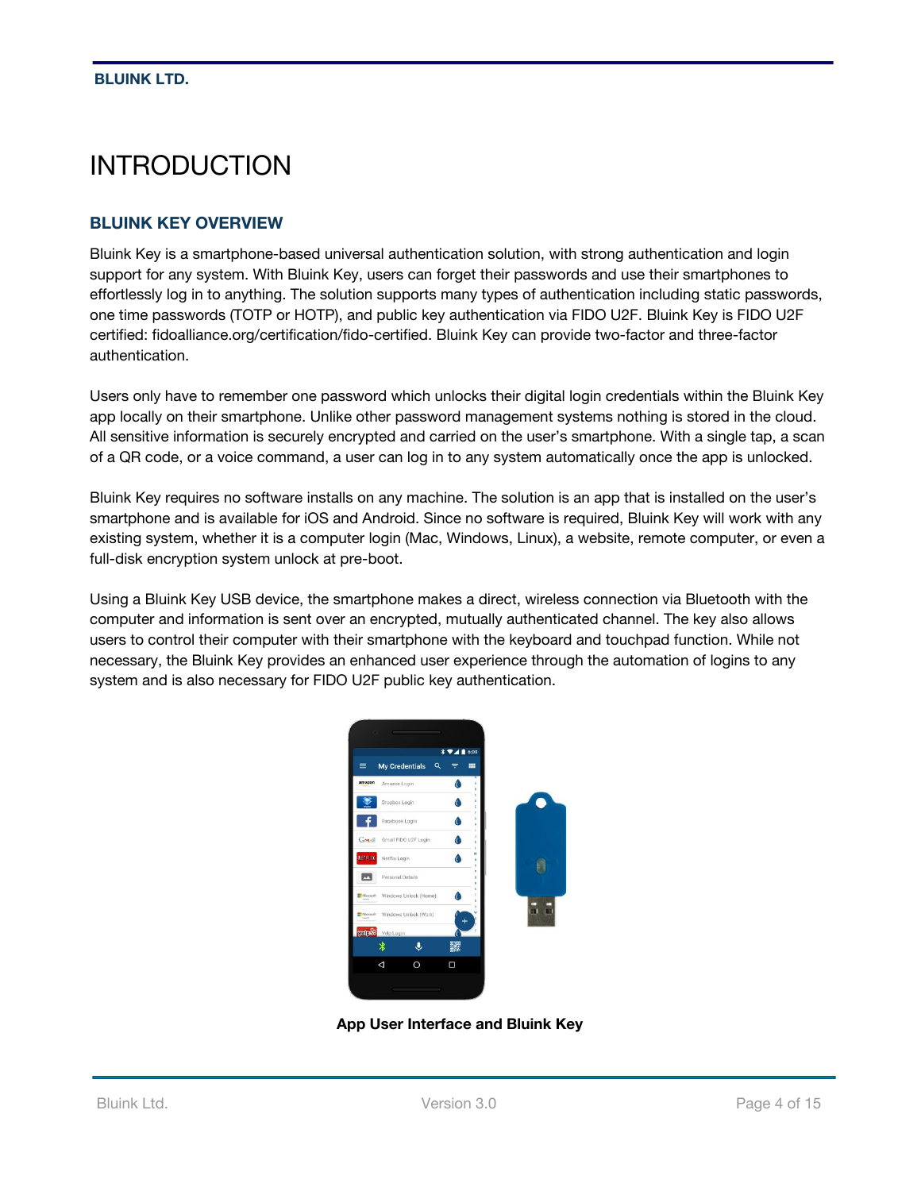# INTRODUCTION

## BLUINK KEY OVERVIEW

Bluink Key is a smartphone-based universal authentication solution, with strong authentication and login support for any system. With Bluink Key, users can forget their passwords and use their smartphones to effortlessly log in to anything. The solution supports many types of authentication including static passwords, one time passwords (TOTP or HOTP), and public key authentication via FIDO U2F. Bluink Key is FIDO U2F certified: fidoalliance.org/certification/fido-certified. Bluink Key can provide two-factor and three-factor authentication.

Users only have to remember one password which unlocks their digital login credentials within the Bluink Key app locally on their smartphone. Unlike other password management systems nothing is stored in the cloud. All sensitive information is securely encrypted and carried on the user's smartphone. With a single tap, a scan of a QR code, or a voice command, a user can log in to any system automatically once the app is unlocked.

Bluink Key requires no software installs on any machine. The solution is an app that is installed on the user's smartphone and is available for iOS and Android. Since no software is required, Bluink Key will work with any existing system, whether it is a computer login (Mac, Windows, Linux), a website, remote computer, or even a full-disk encryption system unlock at pre-boot.

Using a Bluink Key USB device, the smartphone makes a direct, wireless connection via Bluetooth with the computer and information is sent over an encrypted, mutually authenticated channel. The key also allows users to control their computer with their smartphone with the keyboard and touchpad function. While not necessary, the Bluink Key provides an enhanced user experience through the automation of logins to any system and is also necessary for FIDO U2F public key authentication.

**App User Interface and Bluink Key**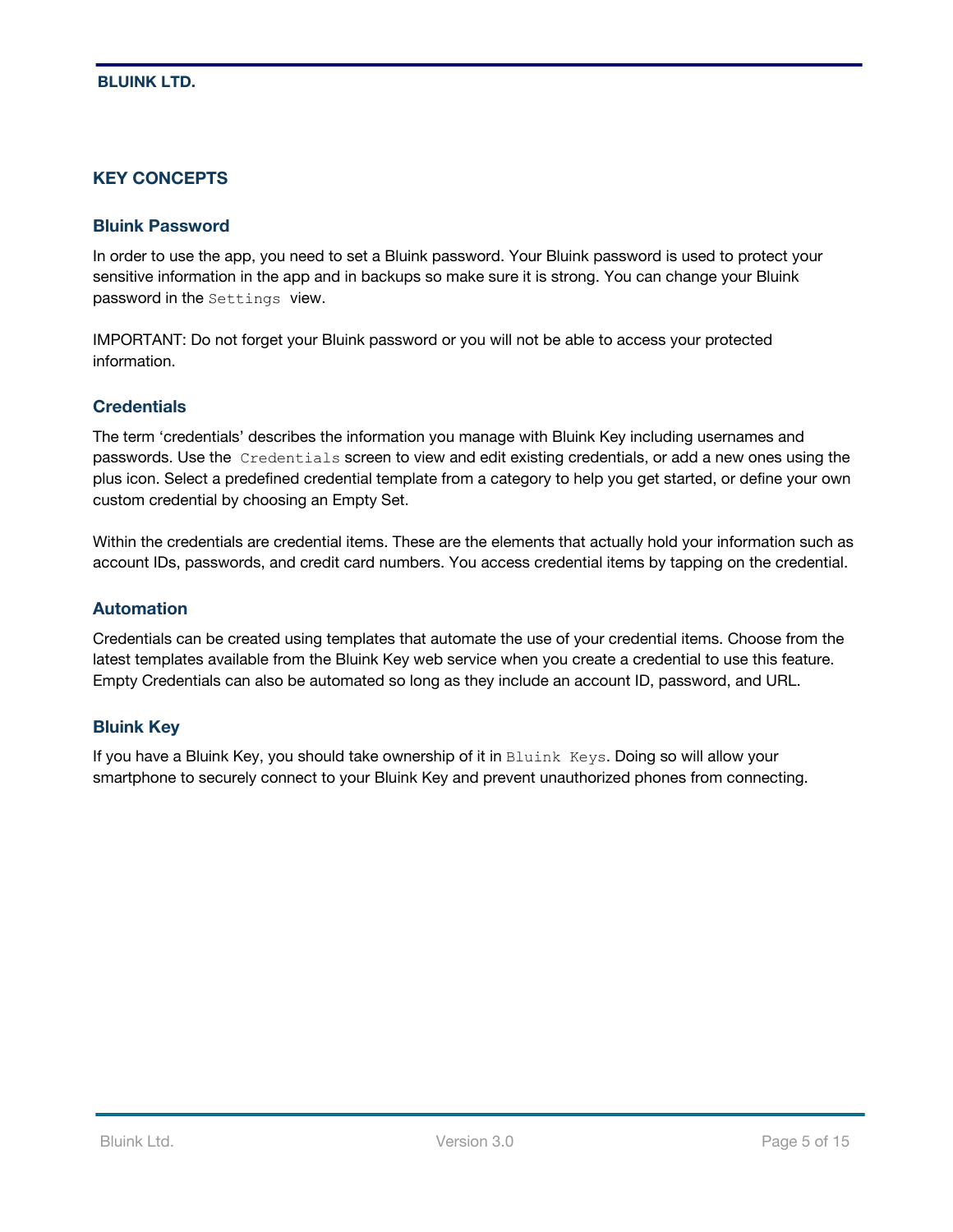## KEY CONCEPTS

### Bluink Password

In order to use the app, you need to set a Bluink password. Your Bluink password is used to protect your sensitive information in the app and in backups so make sure it is strong. You can change your Bluink password in the `Settings` view.

IMPORTANT: Do not forget your Bluink password or you will not be able to access your protected information.

### Credentials

The term 'credentials' describes the information you manage with Bluink Key including usernames and passwords. Use the `Credentials` screen to view and edit existing credentials, or add a new ones using the plus icon. Select a predefined credential template from a category to help you get started, or define your own custom credential by choosing an Empty Set.

Within the credentials are credential items. These are the elements that actually hold your information such as account IDs, passwords, and credit card numbers. You access credential items by tapping on the credential.

### Automation

Credentials can be created using templates that automate the use of your credential items. Choose from the latest templates available from the Bluink Key web service when you create a credential to use this feature. Empty Credentials can also be automated so long as they include an account ID, password, and URL.

### Bluink Key

If you have a Bluink Key, you should take ownership of it in `Bluink Keys`. Doing so will allow your smartphone to securely connect to your Bluink Key and prevent unauthorized phones from connecting.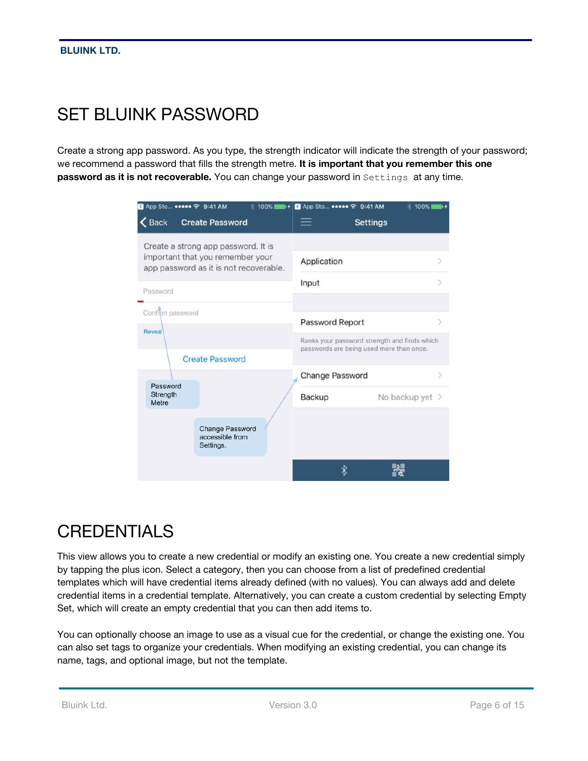# SET BLUINK PASSWORD

Create a strong app password. As you type, the strength indicator will indicate the strength of your password; we recommend a password that fills the strength metre. **It is important that you remember this one password as it is not recoverable.** You can change your password in `Settings` at any time.

# CREDENTIALS

This view allows you to create a new credential or modify an existing one. You create a new credential simply by tapping the plus icon. Select a category, then you can choose from a list of predefined credential templates which will have credential items already defined (with no values). You can always add and delete credential items in a credential template. Alternatively, you can create a custom credential by selecting Empty Set, which will create an empty credential that you can then add items to.

You can optionally choose an image to use as a visual cue for the credential, or change the existing one. You can also set tags to organize your credentials. When modifying an existing credential, you can change its name, tags, and optional image, but not the template.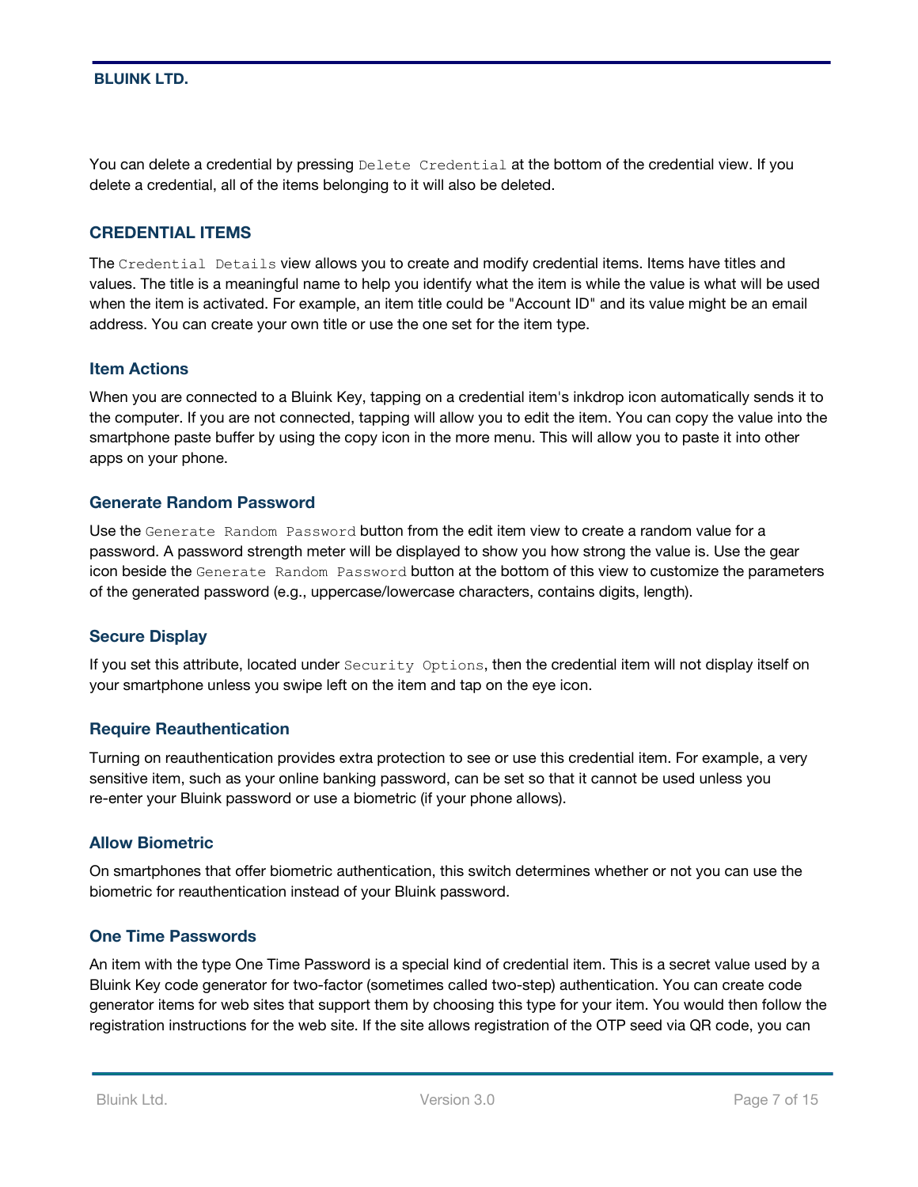You can delete a credential by pressing `Delete Credential` at the bottom of the credential view. If you delete a credential, all of the items belonging to it will also be deleted.

## CREDENTIAL ITEMS

The `Credential Details` view allows you to create and modify credential items. Items have titles and values. The title is a meaningful name to help you identify what the item is while the value is what will be used when the item is activated. For example, an item title could be "Account ID" and its value might be an email address. You can create your own title or use the one set for the item type.

### Item Actions

When you are connected to a Bluink Key, tapping on a credential item's inkdrop icon automatically sends it to the computer. If you are not connected, tapping will allow you to edit the item. You can copy the value into the smartphone paste buffer by using the copy icon in the more menu. This will allow you to paste it into other apps on your phone.

### Generate Random Password

Use the `Generate Random Password` button from the edit item view to create a random value for a password. A password strength meter will be displayed to show you how strong the value is. Use the gear icon beside the `Generate Random Password` button at the bottom of this view to customize the parameters of the generated password (e.g., uppercase/lowercase characters, contains digits, length).

### Secure Display

If you set this attribute, located under `Security Options`, then the credential item will not display itself on your smartphone unless you swipe left on the item and tap on the eye icon.

### Require Reauthentication

Turning on reauthentication provides extra protection to see or use this credential item. For example, a very sensitive item, such as your online banking password, can be set so that it cannot be used unless you re-enter your Bluink password or use a biometric (if your phone allows).

### Allow Biometric

On smartphones that offer biometric authentication, this switch determines whether or not you can use the biometric for reauthentication instead of your Bluink password.

### One Time Passwords

An item with the type One Time Password is a special kind of credential item. This is a secret value used by a Bluink Key code generator for two-factor (sometimes called two-step) authentication. You can create code generator items for web sites that support them by choosing this type for your item. You would then follow the registration instructions for the web site. If the site allows registration of the OTP seed via QR code, you can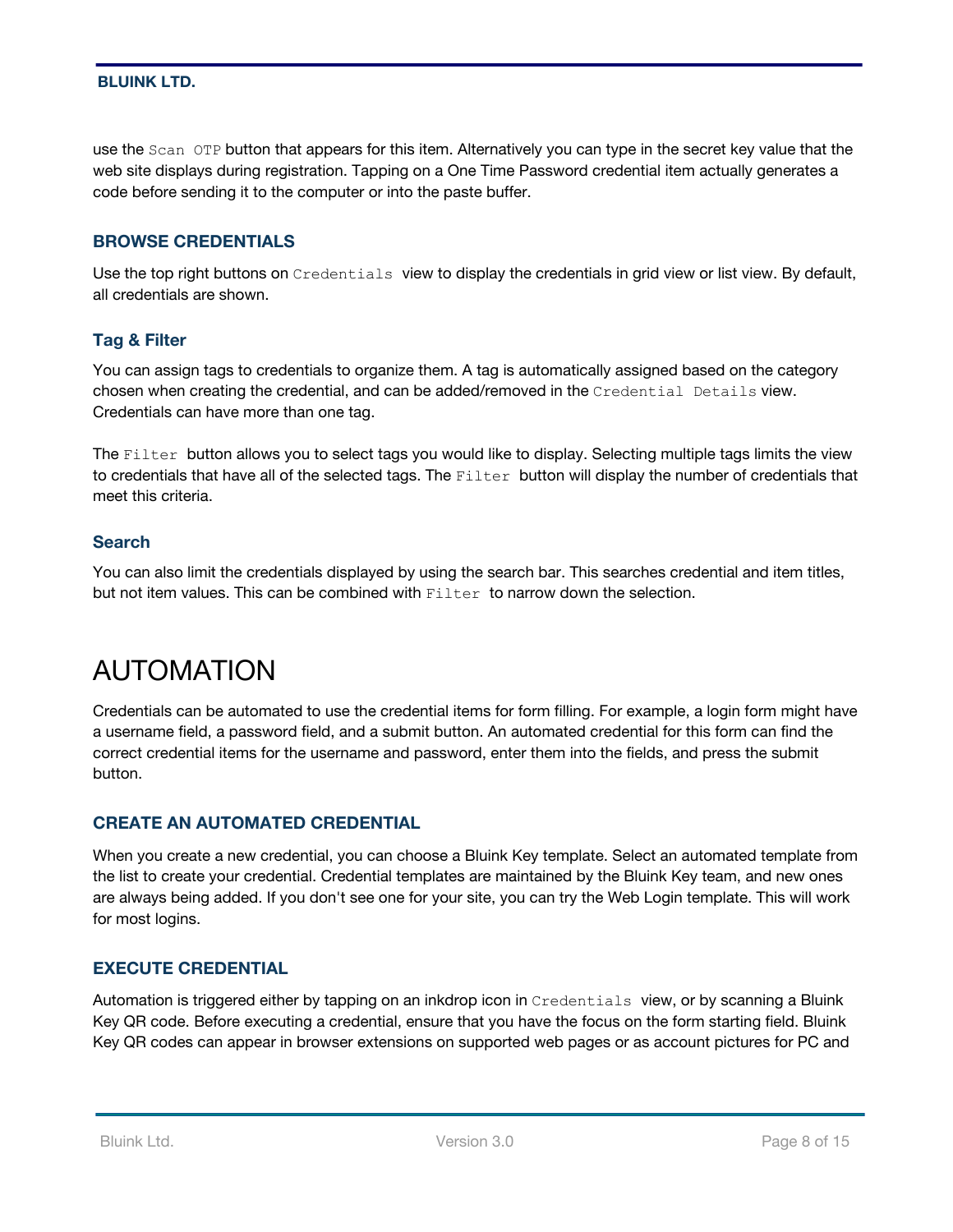use the `Scan OTP` button that appears for this item. Alternatively you can type in the secret key value that the web site displays during registration. Tapping on a One Time Password credential item actually generates a code before sending it to the computer or into the paste buffer.

### BROWSE CREDENTIALS

Use the top right buttons on `Credentials` view to display the credentials in grid view or list view. By default, all credentials are shown.

#### Tag & Filter

You can assign tags to credentials to organize them. A tag is automatically assigned based on the category chosen when creating the credential, and can be added/removed in the `Credential Details` view. Credentials can have more than one tag.

The `Filter` button allows you to select tags you would like to display. Selecting multiple tags limits the view to credentials that have all of the selected tags. The `Filter` button will display the number of credentials that meet this criteria.

#### Search

You can also limit the credentials displayed by using the search bar. This searches credential and item titles, but not item values. This can be combined with `Filter` to narrow down the selection.

## AUTOMATION

Credentials can be automated to use the credential items for form filling. For example, a login form might have a username field, a password field, and a submit button. An automated credential for this form can find the correct credential items for the username and password, enter them into the fields, and press the submit button.

### CREATE AN AUTOMATED CREDENTIAL

When you create a new credential, you can choose a Bluink Key template. Select an automated template from the list to create your credential. Credential templates are maintained by the Bluink Key team, and new ones are always being added. If you don't see one for your site, you can try the Web Login template. This will work for most logins.

### EXECUTE CREDENTIAL

Automation is triggered either by tapping on an inkdrop icon in `Credentials` view, or by scanning a Bluink Key QR code. Before executing a credential, ensure that you have the focus on the form starting field. Bluink Key QR codes can appear in browser extensions on supported web pages or as account pictures for PC and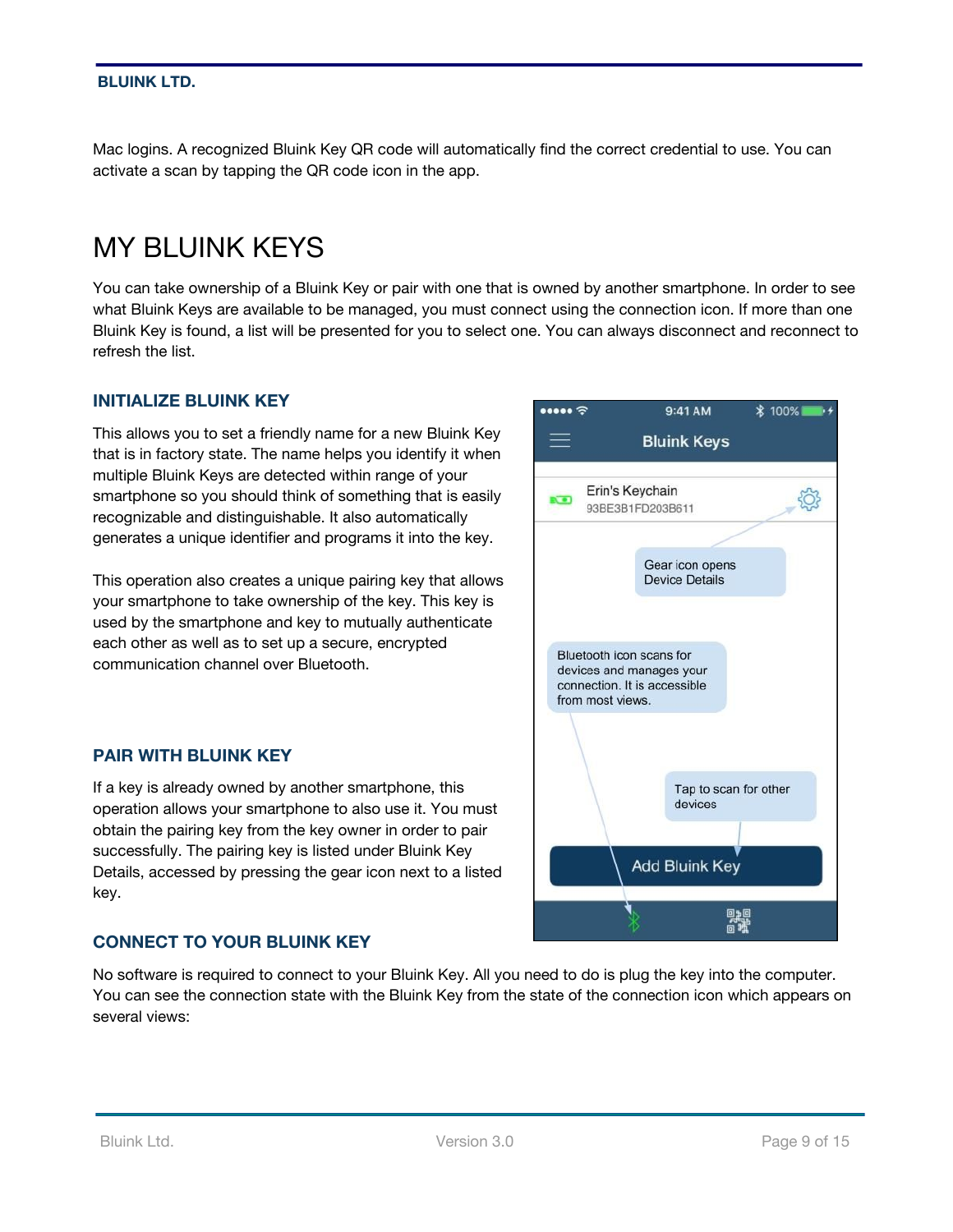Mac logins. A recognized Bluink Key QR code will automatically find the correct credential to use. You can activate a scan by tapping the QR code icon in the app.

# MY BLUINK KEYS

You can take ownership of a Bluink Key or pair with one that is owned by another smartphone. In order to see what Bluink Keys are available to be managed, you must connect using the connection icon. If more than one Bluink Key is found, a list will be presented for you to select one. You can always disconnect and reconnect to refresh the list.

## INITIALIZE BLUINK KEY

This allows you to set a friendly name for a new Bluink Key that is in factory state. The name helps you identify it when multiple Bluink Keys are detected within range of your smartphone so you should think of something that is easily recognizable and distinguishable. It also automatically generates a unique identifier and programs it into the key.

This operation also creates a unique pairing key that allows your smartphone to take ownership of the key. This key is used by the smartphone and key to mutually authenticate each other as well as to set up a secure, encrypted communication channel over Bluetooth.

## PAIR WITH BLUINK KEY

If a key is already owned by another smartphone, this operation allows your smartphone to also use it. You must obtain the pairing key from the key owner in order to pair successfully. The pairing key is listed under Bluink Key Details, accessed by pressing the gear icon next to a listed key.

## CONNECT TO YOUR BLUINK KEY

No software is required to connect to your Bluink Key. All you need to do is plug the key into the computer. You can see the connection state with the Bluink Key from the state of the connection icon which appears on several views: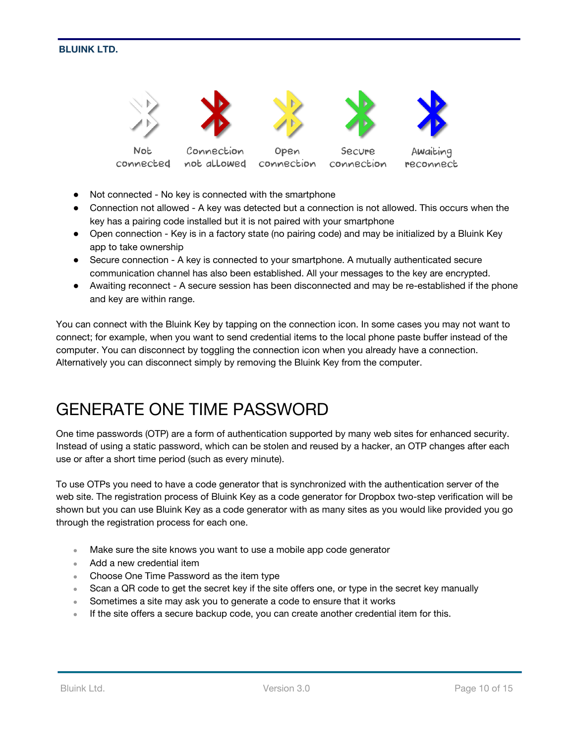Not connected | Connection not allowed | Open connection | Secure connection | Awaiting reconnect

- Not connected - No key is connected with the smartphone
- Connection not allowed - A key was detected but a connection is not allowed. This occurs when the key has a pairing code installed but it is not paired with your smartphone
- Open connection - Key is in a factory state (no pairing code) and may be initialized by a Bluink Key app to take ownership
- Secure connection - A key is connected to your smartphone. A mutually authenticated secure communication channel has also been established. All your messages to the key are encrypted.
- Awaiting reconnect - A secure session has been disconnected and may be re-established if the phone and key are within range.

You can connect with the Bluink Key by tapping on the connection icon. In some cases you may not want to connect; for example, when you want to send credential items to the local phone paste buffer instead of the computer. You can disconnect by toggling the connection icon when you already have a connection. Alternatively you can disconnect simply by removing the Bluink Key from the computer.

# GENERATE ONE TIME PASSWORD

One time passwords (OTP) are a form of authentication supported by many web sites for enhanced security. Instead of using a static password, which can be stolen and reused by a hacker, an OTP changes after each use or after a short time period (such as every minute).

To use OTPs you need to have a code generator that is synchronized with the authentication server of the web site. The registration process of Bluink Key as a code generator for Dropbox two-step verification will be shown but you can use Bluink Key as a code generator with as many sites as you would like provided you go through the registration process for each one.

- Make sure the site knows you want to use a mobile app code generator
- Add a new credential item
- Choose One Time Password as the item type
- Scan a QR code to get the secret key if the site offers one, or type in the secret key manually
- Sometimes a site may ask you to generate a code to ensure that it works
- If the site offers a secure backup code, you can create another credential item for this.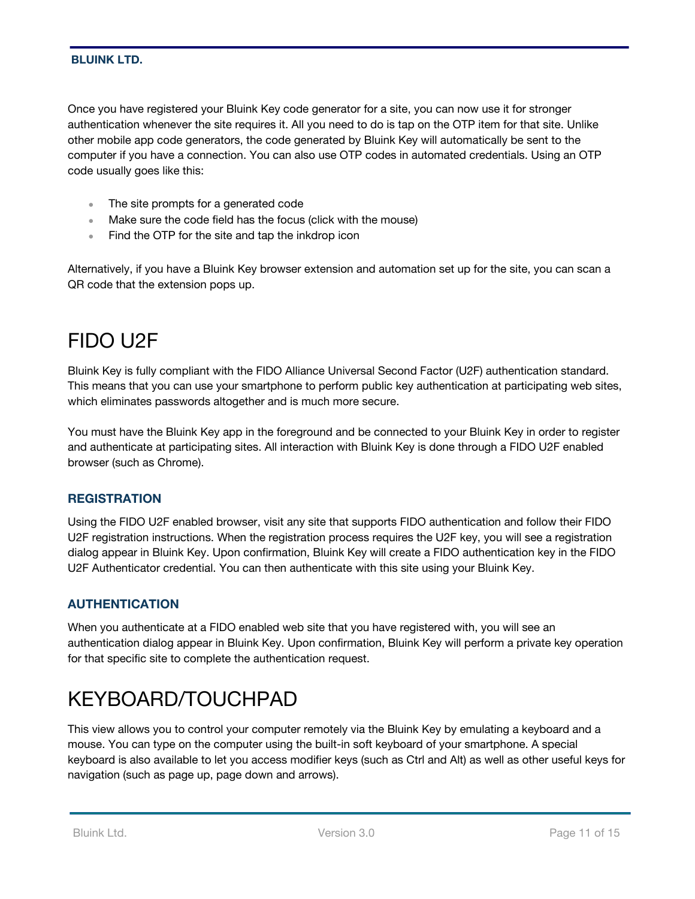Once you have registered your Bluink Key code generator for a site, you can now use it for stronger authentication whenever the site requires it. All you need to do is tap on the OTP item for that site. Unlike other mobile app code generators, the code generated by Bluink Key will automatically be sent to the computer if you have a connection. You can also use OTP codes in automated credentials. Using an OTP code usually goes like this:

- The site prompts for a generated code
- Make sure the code field has the focus (click with the mouse)
- Find the OTP for the site and tap the inkdrop icon

Alternatively, if you have a Bluink Key browser extension and automation set up for the site, you can scan a QR code that the extension pops up.

# FIDO U2F

Bluink Key is fully compliant with the FIDO Alliance Universal Second Factor (U2F) authentication standard. This means that you can use your smartphone to perform public key authentication at participating web sites, which eliminates passwords altogether and is much more secure.

You must have the Bluink Key app in the foreground and be connected to your Bluink Key in order to register and authenticate at participating sites. All interaction with Bluink Key is done through a FIDO U2F enabled browser (such as Chrome).

### REGISTRATION

Using the FIDO U2F enabled browser, visit any site that supports FIDO authentication and follow their FIDO U2F registration instructions. When the registration process requires the U2F key, you will see a registration dialog appear in Bluink Key. Upon confirmation, Bluink Key will create a FIDO authentication key in the FIDO U2F Authenticator credential. You can then authenticate with this site using your Bluink Key.

### AUTHENTICATION

When you authenticate at a FIDO enabled web site that you have registered with, you will see an authentication dialog appear in Bluink Key. Upon confirmation, Bluink Key will perform a private key operation for that specific site to complete the authentication request.

# KEYBOARD/TOUCHPAD

This view allows you to control your computer remotely via the Bluink Key by emulating a keyboard and a mouse. You can type on the computer using the built-in soft keyboard of your smartphone. A special keyboard is also available to let you access modifier keys (such as Ctrl and Alt) as well as other useful keys for navigation (such as page up, page down and arrows).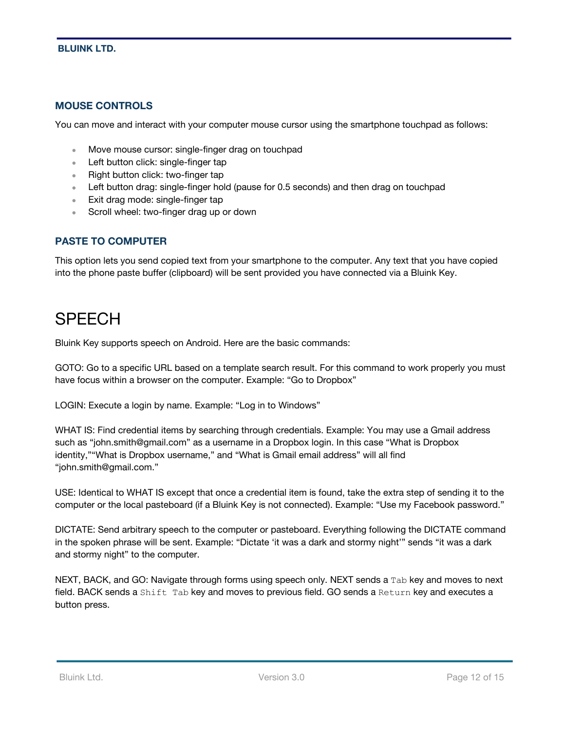### MOUSE CONTROLS

You can move and interact with your computer mouse cursor using the smartphone touchpad as follows:

- Move mouse cursor: single-finger drag on touchpad
- Left button click: single-finger tap
- Right button click: two-finger tap
- Left button drag: single-finger hold (pause for 0.5 seconds) and then drag on touchpad
- Exit drag mode: single-finger tap
- Scroll wheel: two-finger drag up or down

### PASTE TO COMPUTER

This option lets you send copied text from your smartphone to the computer. Any text that you have copied into the phone paste buffer (clipboard) will be sent provided you have connected via a Bluink Key.

## SPEECH

Bluink Key supports speech on Android. Here are the basic commands:

GOTO: Go to a specific URL based on a template search result. For this command to work properly you must have focus within a browser on the computer. Example: "Go to Dropbox"

LOGIN: Execute a login by name. Example: "Log in to Windows"

WHAT IS: Find credential items by searching through credentials. Example: You may use a Gmail address such as "john.smith@gmail.com" as a username in a Dropbox login. In this case "What is Dropbox identity,""What is Dropbox username," and "What is Gmail email address" will all find "john.smith@gmail.com."

USE: Identical to WHAT IS except that once a credential item is found, take the extra step of sending it to the computer or the local pasteboard (if a Bluink Key is not connected). Example: "Use my Facebook password."

DICTATE: Send arbitrary speech to the computer or pasteboard. Everything following the DICTATE command in the spoken phrase will be sent. Example: "Dictate 'it was a dark and stormy night'" sends "it was a dark and stormy night" to the computer.

NEXT, BACK, and GO: Navigate through forms using speech only. NEXT sends a `Tab` key and moves to next field. BACK sends a `Shift Tab` key and moves to previous field. GO sends a `Return` key and executes a button press.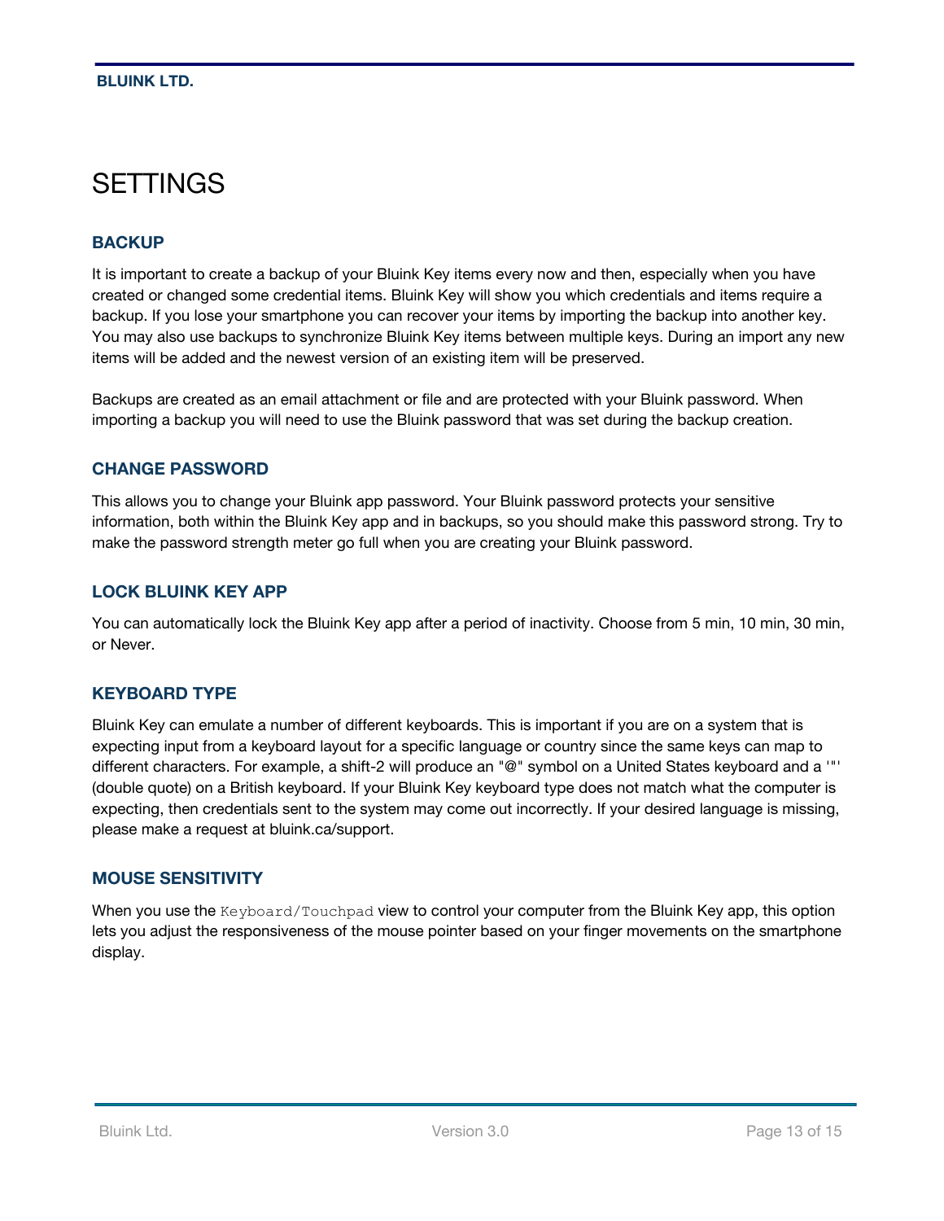# SETTINGS

## BACKUP

It is important to create a backup of your Bluink Key items every now and then, especially when you have created or changed some credential items. Bluink Key will show you which credentials and items require a backup. If you lose your smartphone you can recover your items by importing the backup into another key. You may also use backups to synchronize Bluink Key items between multiple keys. During an import any new items will be added and the newest version of an existing item will be preserved.

Backups are created as an email attachment or file and are protected with your Bluink password. When importing a backup you will need to use the Bluink password that was set during the backup creation.

## CHANGE PASSWORD

This allows you to change your Bluink app password. Your Bluink password protects your sensitive information, both within the Bluink Key app and in backups, so you should make this password strong. Try to make the password strength meter go full when you are creating your Bluink password.

## LOCK BLUINK KEY APP

You can automatically lock the Bluink Key app after a period of inactivity. Choose from 5 min, 10 min, 30 min, or Never.

## KEYBOARD TYPE

Bluink Key can emulate a number of different keyboards. This is important if you are on a system that is expecting input from a keyboard layout for a specific language or country since the same keys can map to different characters. For example, a shift-2 will produce an "@" symbol on a United States keyboard and a '"' (double quote) on a British keyboard. If your Bluink Key keyboard type does not match what the computer is expecting, then credentials sent to the system may come out incorrectly. If your desired language is missing, please make a request at bluink.ca/support.

## MOUSE SENSITIVITY

When you use the `Keyboard/Touchpad` view to control your computer from the Bluink Key app, this option lets you adjust the responsiveness of the mouse pointer based on your finger movements on the smartphone display.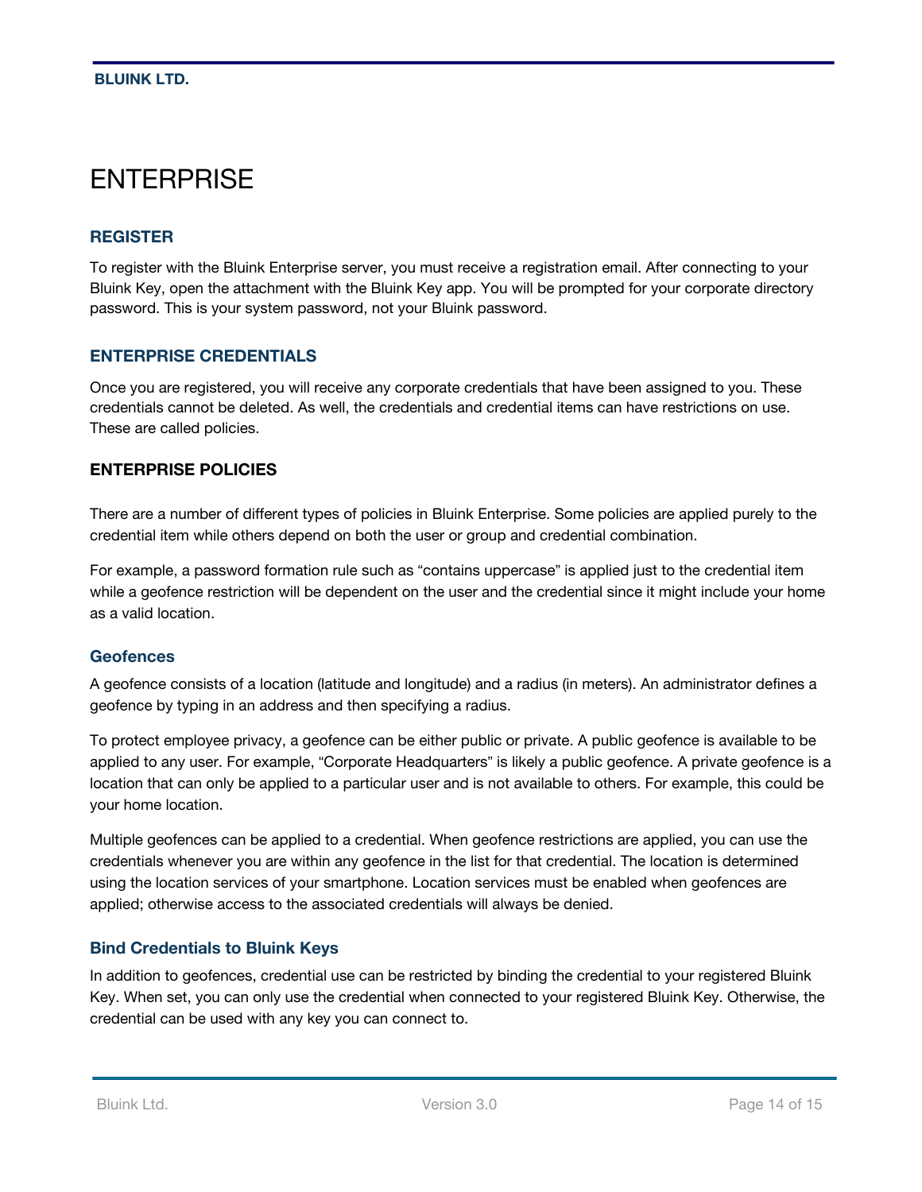# ENTERPRISE

## REGISTER

To register with the Bluink Enterprise server, you must receive a registration email. After connecting to your Bluink Key, open the attachment with the Bluink Key app. You will be prompted for your corporate directory password. This is your system password, not your Bluink password.

## ENTERPRISE CREDENTIALS

Once you are registered, you will receive any corporate credentials that have been assigned to you. These credentials cannot be deleted. As well, the credentials and credential items can have restrictions on use. These are called policies.

## ENTERPRISE POLICIES

There are a number of different types of policies in Bluink Enterprise. Some policies are applied purely to the credential item while others depend on both the user or group and credential combination.

For example, a password formation rule such as “contains uppercase” is applied just to the credential item while a geofence restriction will be dependent on the user and the credential since it might include your home as a valid location.

### Geofences

A geofence consists of a location (latitude and longitude) and a radius (in meters). An administrator defines a geofence by typing in an address and then specifying a radius.

To protect employee privacy, a geofence can be either public or private. A public geofence is available to be applied to any user. For example, “Corporate Headquarters” is likely a public geofence. A private geofence is a location that can only be applied to a particular user and is not available to others. For example, this could be your home location.

Multiple geofences can be applied to a credential. When geofence restrictions are applied, you can use the credentials whenever you are within any geofence in the list for that credential. The location is determined using the location services of your smartphone. Location services must be enabled when geofences are applied; otherwise access to the associated credentials will always be denied.

### Bind Credentials to Bluink Keys

In addition to geofences, credential use can be restricted by binding the credential to your registered Bluink Key. When set, you can only use the credential when connected to your registered Bluink Key. Otherwise, the credential can be used with any key you can connect to.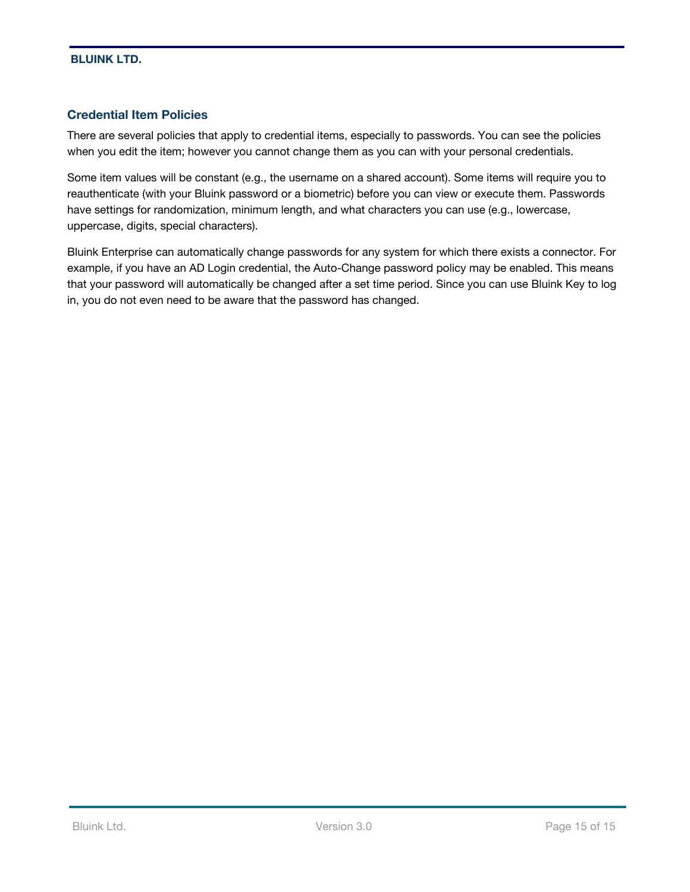### Credential Item Policies

There are several policies that apply to credential items, especially to passwords. You can see the policies when you edit the item; however you cannot change them as you can with your personal credentials.

Some item values will be constant (e.g., the username on a shared account). Some items will require you to reauthenticate (with your Bluink password or a biometric) before you can view or execute them. Passwords have settings for randomization, minimum length, and what characters you can use (e.g., lowercase, uppercase, digits, special characters).

Bluink Enterprise can automatically change passwords for any system for which there exists a connector. For example, if you have an AD Login credential, the Auto-Change password policy may be enabled. This means that your password will automatically be changed after a set time period. Since you can use Bluink Key to log in, you do not even need to be aware that the password has changed.